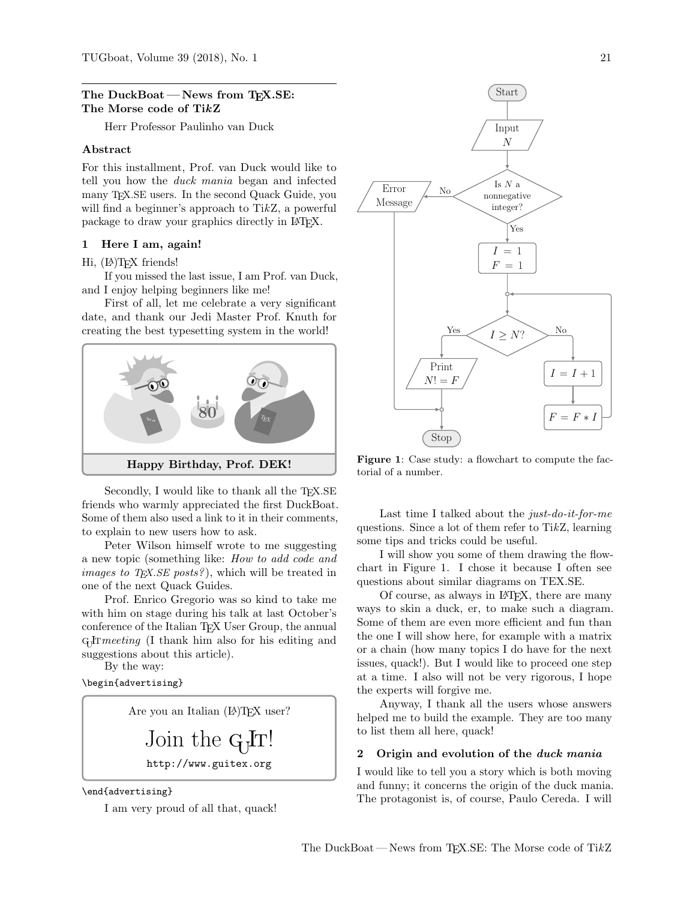## The DuckBoat — News from TEX.SE: The Morse code of TikZ

Herr Professor Paulinho van Duck

### Abstract

For this installment, Prof. van Duck would like to tell you how the *duck mania* began and infected many TEX.SE users. In the second Quack Guide, you will find a beginner's approach to TikZ, a powerful package to draw your graphics directly in LaTeX.

### 1 Here I am, again!

Hi, (LA)TEX friends!

If you missed the last issue, I am Prof. van Duck, and I enjoy helping beginners like me!

First of all, let me celebrate a very significant date, and thank our Jedi Master Prof. Knuth for creating the best typesetting system in the world!

**Happy Birthday, Prof. DEK!**

Secondly, I would like to thank all the TEX.SE friends who warmly appreciated the first DuckBoat. Some of them also used a link to it in their comments, to explain to new users how to ask.

Peter Wilson himself wrote to me suggesting a new topic (something like: *How to add code and images to TEX.SE posts?*), which will be treated in one of the next Quack Guides.

Prof. Enrico Gregorio was so kind to take me with him on stage during his talk at last October's conference of the Italian TEX User Group, the annual GuIT*meeting* (I thank him also for his editing and suggestions about this article).

By the way:

```
\begin{advertising}
```

Are you an Italian (LA)TEX user?

Join the GuIT!

http://www.guitex.org

```
\end{advertising}
```

I am very proud of all that, quack!

Start → Input $N$ → Is $N$ a nonnegative integer? — No → Error Message → Stop; Yes → $I = 1$, $F = 1$ → $I \geq N$? — Yes → Print $N! = F$ → Stop; No → $I = I + 1$ → $F = F * I$ → back to $I \geq N$?

**Figure 1**: Case study: a flowchart to compute the factorial of a number.

Last time I talked about the *just-do-it-for-me* questions. Since a lot of them refer to TikZ, learning some tips and tricks could be useful.

I will show you some of them drawing the flowchart in Figure 1. I chose it because I often see questions about similar diagrams on TEX.SE.

Of course, as always in LaTeX, there are many ways to skin a duck, er, to make such a diagram. Some of them are even more efficient and fun than the one I will show here, for example with a matrix or a chain (how many topics I do have for the next issues, quack!). But I would like to proceed one step at a time. I also will not be very rigorous, I hope the experts will forgive me.

Anyway, I thank all the users whose answers helped me to build the example. They are too many to list them all here, quack!

### 2 Origin and evolution of the *duck mania*

I would like to tell you a story which is both moving and funny; it concerns the origin of the duck mania. The protagonist is, of course, Paulo Cereda. I will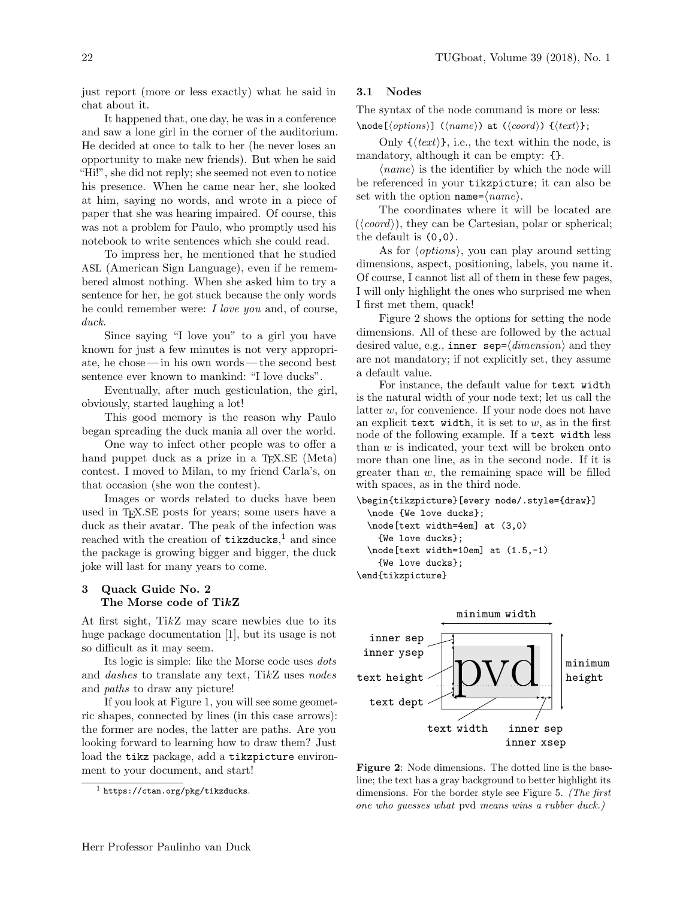just report (more or less exactly) what he said in chat about it.

It happened that, one day, he was in a conference and saw a lone girl in the corner of the auditorium. He decided at once to talk to her (he never loses an opportunity to make new friends). But when he said "Hi!", she did not reply; she seemed not even to notice his presence. When he came near her, she looked at him, saying no words, and wrote in a piece of paper that she was hearing impaired. Of course, this was not a problem for Paulo, who promptly used his notebook to write sentences which she could read.

To impress her, he mentioned that he studied ASL (American Sign Language), even if he remembered almost nothing. When she asked him to try a sentence for her, he got stuck because the only words he could remember were: *I love you* and, of course, *duck*.

Since saying "I love you" to a girl you have known for just a few minutes is not very appropriate, he chose — in his own words — the second best sentence ever known to mankind: "I love ducks".

Eventually, after much gesticulation, the girl, obviously, started laughing a lot!

This good memory is the reason why Paulo began spreading the duck mania all over the world.

One way to infect other people was to offer a hand puppet duck as a prize in a TEX.SE (Meta) contest. I moved to Milan, to my friend Carla's, on that occasion (she won the contest).

Images or words related to ducks have been used in TEX.SE posts for years; some users have a duck as their avatar. The peak of the infection was reached with the creation of `tikzducks`,[1] and since the package is growing bigger and bigger, the duck joke will last for many years to come.

[1] `https://ctan.org/pkg/tikzducks`.

## 3 Quack Guide No. 2 The Morse code of Ti*k*Z

At first sight, Ti*k*Z may scare newbies due to its huge package documentation [1], but its usage is not so difficult as it may seem.

Its logic is simple: like the Morse code uses *dots* and *dashes* to translate any text, Ti*k*Z uses *nodes* and *paths* to draw any picture!

If you look at Figure 1, you will see some geometric shapes, connected by lines (in this case arrows): the former are nodes, the latter are paths. Are you looking forward to learning how to draw them? Just load the `tikz` package, add a `tikzpicture` environment to your document, and start!

### 3.1 Nodes

The syntax of the node command is more or less:

`\node[`⟨*options*⟩`] (`⟨*name*⟩`) at (`⟨*coord*⟩`) {`⟨*text*⟩`};`

Only `{`⟨*text*⟩`}`, i.e., the text within the node, is mandatory, although it can be empty: `{}`.

⟨*name*⟩ is the identifier by which the node will be referenced in your `tikzpicture`; it can also be set with the option `name=`⟨*name*⟩.

The coordinates where it will be located are (⟨*coord*⟩), they can be Cartesian, polar or spherical; the default is `(0,0)`.

As for ⟨*options*⟩, you can play around setting dimensions, aspect, positioning, labels, you name it. Of course, I cannot list all of them in these few pages, I will only highlight the ones who surprised me when I first met them, quack!

Figure 2 shows the options for setting the node dimensions. All of these are followed by the actual desired value, e.g., `inner sep=`⟨*dimension*⟩ and they are not mandatory; if not explicitly set, they assume a default value.

For instance, the default value for `text width` is the natural width of your node text; let us call the latter $w$, for convenience. If your node does not have an explicit `text width`, it is set to $w$, as in the first node of the following example. If a `text width` less than $w$ is indicated, your text will be broken onto more than one line, as in the second node. If it is greater than $w$, the remaining space will be filled with spaces, as in the third node.

```
\begin{tikzpicture}[every node/.style={draw}]
  \node {We love ducks};
  \node[text width=4em] at (3,0)
    {We love ducks};
  \node[text width=10em] at (1.5,-1)
    {We love ducks};
\end{tikzpicture}
```

**Figure 2**: Node dimensions. The dotted line is the baseline; the text has a gray background to better highlight its dimensions. For the border style see Figure 5. *(The first one who guesses what* pvd *means wins a rubber duck.)*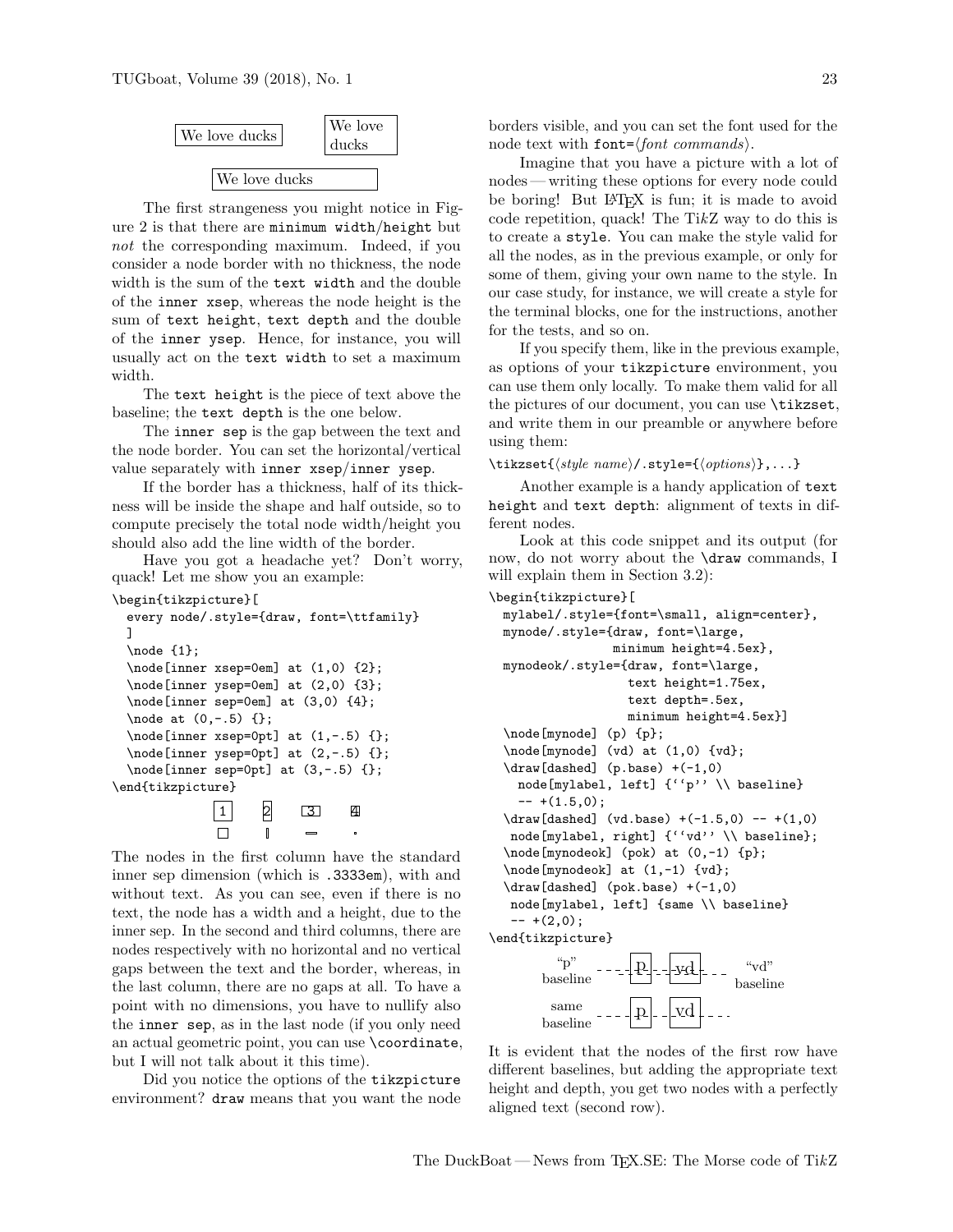We love ducks | We love ducks | We love ducks

The first strangeness you might notice in Figure 2 is that there are `minimum width/height` but *not* the corresponding maximum. Indeed, if you consider a node border with no thickness, the node width is the sum of the `text width` and the double of the `inner xsep`, whereas the node height is the sum of `text height`, `text depth` and the double of the `inner ysep`. Hence, for instance, you will usually act on the `text width` to set a maximum width.

The `text height` is the piece of text above the baseline; the `text depth` is the one below.

The `inner sep` is the gap between the text and the node border. You can set the horizontal/vertical value separately with `inner xsep`/`inner ysep`.

If the border has a thickness, half of its thickness will be inside the shape and half outside, so to compute precisely the total node width/height you should also add the line width of the border.

Have you got a headache yet? Don't worry, quack! Let me show you an example:

```
\begin{tikzpicture}[
  every node/.style={draw, font=\ttfamily}
  ]
  \node {1};
  \node[inner xsep=0em] at (1,0) {2};
  \node[inner ysep=0em] at (2,0) {3};
  \node[inner sep=0em] at (3,0) {4};
  \node at (0,-.5) {};
  \node[inner xsep=0pt] at (1,-.5) {};
  \node[inner ysep=0pt] at (2,-.5) {};
  \node[inner sep=0pt] at (3,-.5) {};
\end{tikzpicture}
```

1 2 3 4

The nodes in the first column have the standard inner sep dimension (which is `.3333em`), with and without text. As you can see, even if there is no text, the node has a width and a height, due to the inner sep. In the second and third columns, there are nodes respectively with no horizontal and no vertical gaps between the text and the border, whereas, in the last column, there are no gaps at all. To have a point with no dimensions, you have to nullify also the `inner sep`, as in the last node (if you only need an actual geometric point, you can use `\coordinate`, but I will not talk about it this time).

Did you notice the options of the `tikzpicture` environment? `draw` means that you want the node borders visible, and you can set the font used for the node text with `font=`⟨*font commands*⟩.

Imagine that you have a picture with a lot of nodes — writing these options for every node could be boring! But LaTeX is fun; it is made to avoid code repetition, quack! The TikZ way to do this is to create a `style`. You can make the style valid for all the nodes, as in the previous example, or only for some of them, giving your own name to the style. In our case study, for instance, we will create a style for the terminal blocks, one for the instructions, another for the tests, and so on.

If you specify them, like in the previous example, as options of your `tikzpicture` environment, you can use them only locally. To make them valid for all the pictures of our document, you can use `\tikzset`, and write them in our preamble or anywhere before using them:

`\tikzset{`⟨*style name*⟩`/.style={`⟨*options*⟩`},...}`

Another example is a handy application of `text height` and `text depth`: alignment of texts in different nodes.

Look at this code snippet and its output (for now, do not worry about the `\draw` commands, I will explain them in Section 3.2):

```
\begin{tikzpicture}[
  mylabel/.style={font=\small, align=center},
  mynode/.style={draw, font=\large,
                minimum height=4.5ex},
  mynodeok/.style={draw, font=\large,
                  text height=1.75ex,
                  text depth=.5ex,
                  minimum height=4.5ex}]
  \node[mynode] (p) {p};
  \node[mynode] (vd) at (1,0) {vd};
  \draw[dashed] (p.base) +(-1,0)
    node[mylabel, left] {``p'' \\ baseline}
    -- +(1.5,0);
  \draw[dashed] (vd.base) +(-1.5,0) -- +(1,0)
   node[mylabel, right] {``vd'' \\ baseline};
  \node[mynodeok] (pok) at (0,-1) {p};
  \node[mynodeok] at (1,-1) {vd};
  \draw[dashed] (pok.base) +(-1,0)
   node[mylabel, left] {same \\ baseline}
   -- +(2,0);
\end{tikzpicture}
```

"p" baseline — p — vd — "vd" baseline

same baseline — p — vd

It is evident that the nodes of the first row have different baselines, but adding the appropriate text height and depth, you get two nodes with a perfectly aligned text (second row).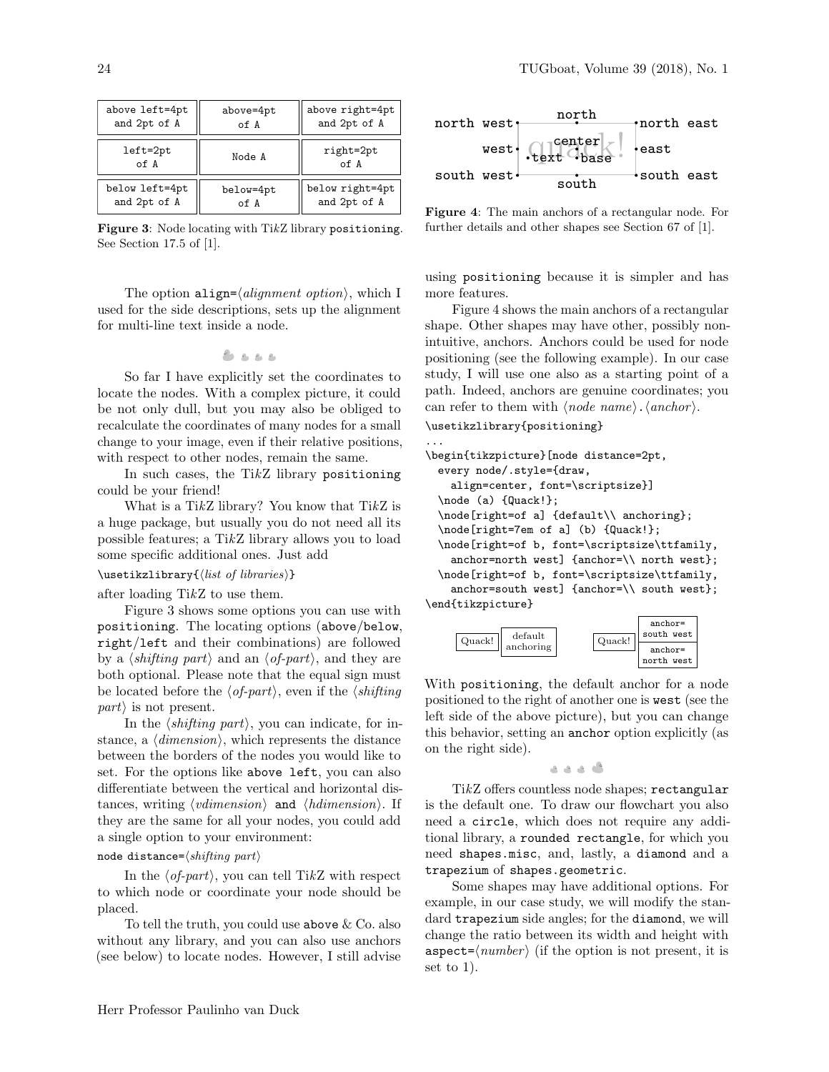| above left=4pt and 2pt of A | above=4pt of A | above right=4pt and 2pt of A |
|---|---|---|
| left=2pt of A | Node A | right=2pt of A |
| below left=4pt and 2pt of A | below=4pt of A | below right=4pt and 2pt of A |

**Figure 3**: Node locating with TikZ library `positioning`. See Section 17.5 of [1].

The option `align=`⟨*alignment option*⟩, which I used for the side descriptions, sets up the alignment for multi-line text inside a node.

So far I have explicitly set the coordinates to locate the nodes. With a complex picture, it could be not only dull, but you may also be obliged to recalculate the coordinates of many nodes for a small change to your image, even if their relative positions, with respect to other nodes, remain the same.

In such cases, the TikZ library `positioning` could be your friend!

What is a TikZ library? You know that TikZ is a huge package, but usually you do not need all its possible features; a TikZ library allows you to load some specific additional ones. Just add

`\usetikzlibrary{`⟨*list of libraries*⟩`}`

after loading TikZ to use them.

Figure 3 shows some options you can use with `positioning`. The locating options (`above`/`below`, `right`/`left` and their combinations) are followed by a ⟨*shifting part*⟩ and an ⟨*of-part*⟩, and they are both optional. Please note that the equal sign must be located before the ⟨*of-part*⟩, even if the ⟨*shifting part*⟩ is not present.

In the ⟨*shifting part*⟩, you can indicate, for instance, a ⟨*dimension*⟩, which represents the distance between the borders of the nodes you would like to set. For the options like `above left`, you can also differentiate between the vertical and horizontal distances, writing ⟨*vdimension*⟩ `and` ⟨*hdimension*⟩. If they are the same for all your nodes, you could add a single option to your environment:

`node distance=`⟨*shifting part*⟩

In the ⟨*of-part*⟩, you can tell TikZ with respect to which node or coordinate your node should be placed.

To tell the truth, you could use `above` & Co. also without any library, and you can also use anchors (see below) to locate nodes. However, I still advise using `positioning` because it is simpler and has more features.

**Figure 4**: The main anchors of a rectangular node. For further details and other shapes see Section 67 of [1].

Figure 4 shows the main anchors of a rectangular shape. Other shapes may have other, possibly non-intuitive, anchors. Anchors could be used for node positioning (see the following example). In our case study, I will use one also as a starting point of a path. Indeed, anchors are genuine coordinates; you can refer to them with ⟨*node name*⟩`.`⟨*anchor*⟩.

```
\usetikzlibrary{positioning}
...
\begin{tikzpicture}[node distance=2pt,
  every node/.style={draw,
    align=center, font=\scriptsize}]
  \node (a) {Quack!};
  \node[right=of a] {default\\ anchoring};
  \node[right=7em of a] (b) {Quack!};
  \node[right=of b, font=\scriptsize\ttfamily,
    anchor=north west] {anchor=\\ north west};
  \node[right=of b, font=\scriptsize\ttfamily,
    anchor=south west] {anchor=\\ south west};
\end{tikzpicture}
```

With `positioning`, the default anchor for a node positioned to the right of another one is `west` (see the left side of the above picture), but you can change this behavior, setting an `anchor` option explicitly (as on the right side).

TikZ offers countless node shapes; `rectangular` is the default one. To draw our flowchart you also need a `circle`, which does not require any additional library, a `rounded rectangle`, for which you need `shapes.misc`, and, lastly, a `diamond` and a `trapezium` of `shapes.geometric`.

Some shapes may have additional options. For example, in our case study, we will modify the standard `trapezium` side angles; for the `diamond`, we will change the ratio between its width and height with `aspect=`⟨*number*⟩ (if the option is not present, it is set to 1).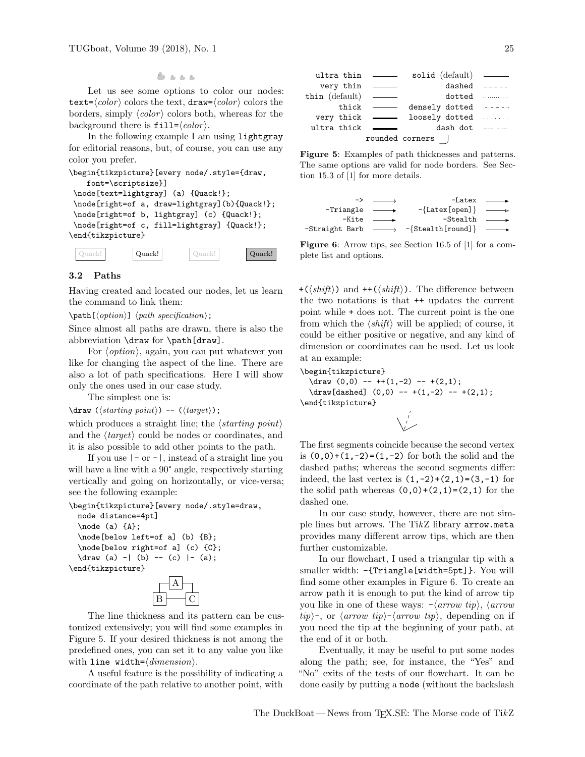Let us see some options to color our nodes: `text=⟨color⟩` colors the text, `draw=⟨color⟩` colors the borders, simply ⟨*color*⟩ colors both, whereas for the background there is `fill=⟨color⟩`.

In the following example I am using `lightgray` for editorial reasons, but, of course, you can use any color you prefer.

```
\begin{tikzpicture}[every node/.style={draw,
    font=\scriptsize}]
 \node[text=lightgray] (a) {Quack!};
 \node[right=of a, draw=lightgray](b){Quack!};
 \node[right=of b, lightgray] (c) {Quack!};
 \node[right=of c, fill=lightgray] {Quack!};
\end{tikzpicture}
```

Quack! Quack! Quack! Quack!

### 3.2 Paths

Having created and located our nodes, let us learn the command to link them:

`\path[⟨option⟩] ⟨path specification⟩;`

Since almost all paths are drawn, there is also the abbreviation `\draw` for `\path[draw]`.

For ⟨*option*⟩, again, you can put whatever you like for changing the aspect of the line. There are also a lot of path specifications. Here I will show only the ones used in our case study.

The simplest one is:

`\draw (⟨starting point⟩) -- (⟨target⟩);`

which produces a straight line; the ⟨*starting point*⟩ and the ⟨*target*⟩ could be nodes or coordinates, and it is also possible to add other points to the path.

If you use `|-` or `-|`, instead of a straight line you will have a line with a 90° angle, respectively starting vertically and going on horizontally, or vice-versa; see the following example:

```
\begin{tikzpicture}[every node/.style=draw,
  node distance=4pt]
  \node (a) {A};
  \node[below left=of a] (b) {B};
  \node[below right=of a] (c) {C};
  \draw (a) -| (b) -- (c) |- (a);
\end{tikzpicture}
```

A B C

The line thickness and its pattern can be customized extensively; you will find some examples in Figure 5. If your desired thickness is not among the predefined ones, you can set it to any value you like with `line width=⟨dimension⟩`.

A useful feature is the possibility of indicating a coordinate of the path relative to another point, with `+(⟨shift⟩)` and `++(⟨shift⟩)`. The difference between the two notations is that `++` updates the current point while `+` does not. The current point is the one from which the ⟨*shift*⟩ will be applied; of course, it could be either positive or negative, and any kind of dimension or coordinates can be used. Let us look at an example:

```
\begin{tikzpicture}
  \draw (0,0) -- ++(1,-2) -- +(2,1);
  \draw[dashed] (0,0) -- +(1,-2) -- +(2,1);
\end{tikzpicture}
```

The first segments coincide because the second vertex is `(0,0)+(1,-2)=(1,-2)` for both the solid and the dashed paths; whereas the second segments differ: indeed, the last vertex is `(1,-2)+(2,1)=(3,-1)` for the solid path whereas `(0,0)+(2,1)=(2,1)` for the dashed one.

| | | | |
|---|---|---|---|
| `ultra thin` | | `solid` (default) | |
| `very thin` | | `dashed` | |
| `thin` (default) | | `dotted` | |
| `thick` | | `densely dotted` | |
| `very thick` | | `loosely dotted` | |
| `ultra thick` | | `dash dot` | |
| | `rounded corners` | | |

**Figure 5**: Examples of path thicknesses and patterns. The same options are valid for node borders. See Section 15.3 of [1] for more details.

| | | | |
|---|---|---|---|
| `->` | | `-Latex` | |
| `-Triangle` | | `-{Latex[open]}` | |
| `-Kite` | | `-Stealth` | |
| `-Straight Barb` | | `-{Stealth[round]}` | |

**Figure 6**: Arrow tips, see Section 16.5 of [1] for a complete list and options.

In our case study, however, there are not simple lines but arrows. The Ti*k*Z library `arrow.meta` provides many different arrow tips, which are then further customizable.

In our flowchart, I used a triangular tip with a smaller width: `-{Triangle[width=5pt]}`. You will find some other examples in Figure 6. To create an arrow path it is enough to put the kind of arrow tip you like in one of these ways: `-⟨arrow tip⟩`, `⟨arrow tip⟩-`, or `⟨arrow tip⟩-⟨arrow tip⟩`, depending on if you need the tip at the beginning of your path, at the end of it or both.

Eventually, it may be useful to put some nodes along the path; see, for instance, the "Yes" and "No" exits of the tests of our flowchart. It can be done easily by putting a `node` (without the backslash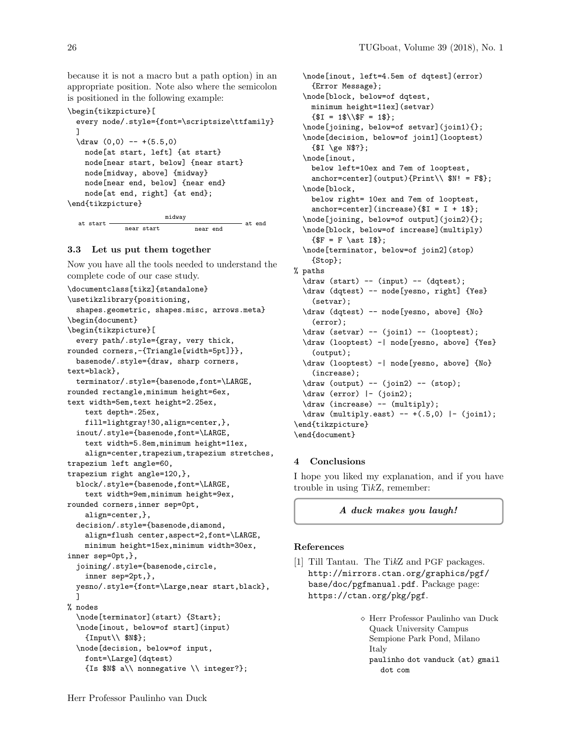because it is not a macro but a path option) in an appropriate position. Note also where the semicolon is positioned in the following example:

```
\begin{tikzpicture}[
  every node/.style={font=\scriptsize\ttfamily}
  ]
  \draw (0,0) -- +(5.5,0)
    node[at start, left] {at start}
    node[near start, below] {near start}
    node[midway, above] {midway}
    node[near end, below] {near end}
    node[at end, right] {at end};
\end{tikzpicture}
```

at start
midway
near start
near end
at end

### 3.3 Let us put them together

Now you have all the tools needed to understand the complete code of our case study.

```
\documentclass[tikz]{standalone}
\usetikzlibrary{positioning,
  shapes.geometric, shapes.misc, arrows.meta}
\begin{document}
\begin{tikzpicture}[
  every path/.style={gray, very thick,
rounded corners,-{Triangle[width=5pt]}},
  basenode/.style={draw, sharp corners,
text=black},
  terminator/.style={basenode,font=\LARGE,
rounded rectangle,minimum height=6ex,
text width=5em,text height=2.25ex,
    text depth=.25ex,
    fill=lightgray!30,align=center,},
  inout/.style={basenode,font=\LARGE,
    text width=5.8em,minimum height=11ex,
    align=center,trapezium,trapezium stretches,
trapezium left angle=60,
trapezium right angle=120,},
  block/.style={basenode,font=\LARGE,
    text width=9em,minimum height=9ex,
rounded corners,inner sep=0pt,
    align=center,},
  decision/.style={basenode,diamond,
    align=flush center,aspect=2,font=\LARGE,
    minimum height=15ex,minimum width=30ex,
inner sep=0pt,},
  joining/.style={basenode,circle,
    inner sep=2pt,},
  yesno/.style={font=\Large,near start,black},
  ]
% nodes
  \node[terminator](start) {Start};
  \node[inout, below=of start](input)
    {Input\\ $N$};
  \node[decision, below=of input,
    font=\Large](dqtest)
    {Is $N$ a\\ nonnegative \\ integer?};
  \node[inout, left=4.5em of dqtest](error)
    {Error Message};
  \node[block, below=of dqtest,
    minimum height=11ex](setvar)
    {$I = 1$\\$F = 1$};
  \node[joining, below=of setvar](join1){};
  \node[decision, below=of join1](looptest)
    {$I \ge N$?};
  \node[inout,
    below left=10ex and 7em of looptest,
    anchor=center](output){Print\\ $N! = F$};
  \node[block,
    below right= 10ex and 7em of looptest,
    anchor=center](increase){$I = I + 1$};
  \node[joining, below=of output](join2){};
  \node[block, below=of increase](multiply)
    {$F = F \ast I$};
  \node[terminator, below=of join2](stop)
    {Stop};
% paths
  \draw (start) -- (input) -- (dqtest);
  \draw (dqtest) -- node[yesno, right] {Yes}
    (setvar);
  \draw (dqtest) -- node[yesno, above] {No}
    (error);
  \draw (setvar) -- (join1) -- (looptest);
  \draw (looptest) -| node[yesno, above] {Yes}
    (output);
  \draw (looptest) -| node[yesno, above] {No}
    (increase);
  \draw (output) -- (join2) -- (stop);
  \draw (error) |- (join2);
  \draw (increase) -- (multiply);
  \draw (multiply.east) -- +(.5,0) |- (join1);
\end{tikzpicture}
\end{document}
```

## 4 Conclusions

I hope you liked my explanation, and if you have trouble in using Ti*k*Z, remember:

***A duck makes you laugh!***

### References

[1] Till Tantau. The Ti*k*Z and PGF packages. http://mirrors.ctan.org/graphics/pgf/base/doc/pgfmanual.pdf. Package page: https://ctan.org/pkg/pgf.

◇ Herr Professor Paulinho van Duck
Quack University Campus
Sempione Park Pond, Milano
Italy
paulinho dot vanduck (at) gmail dot com